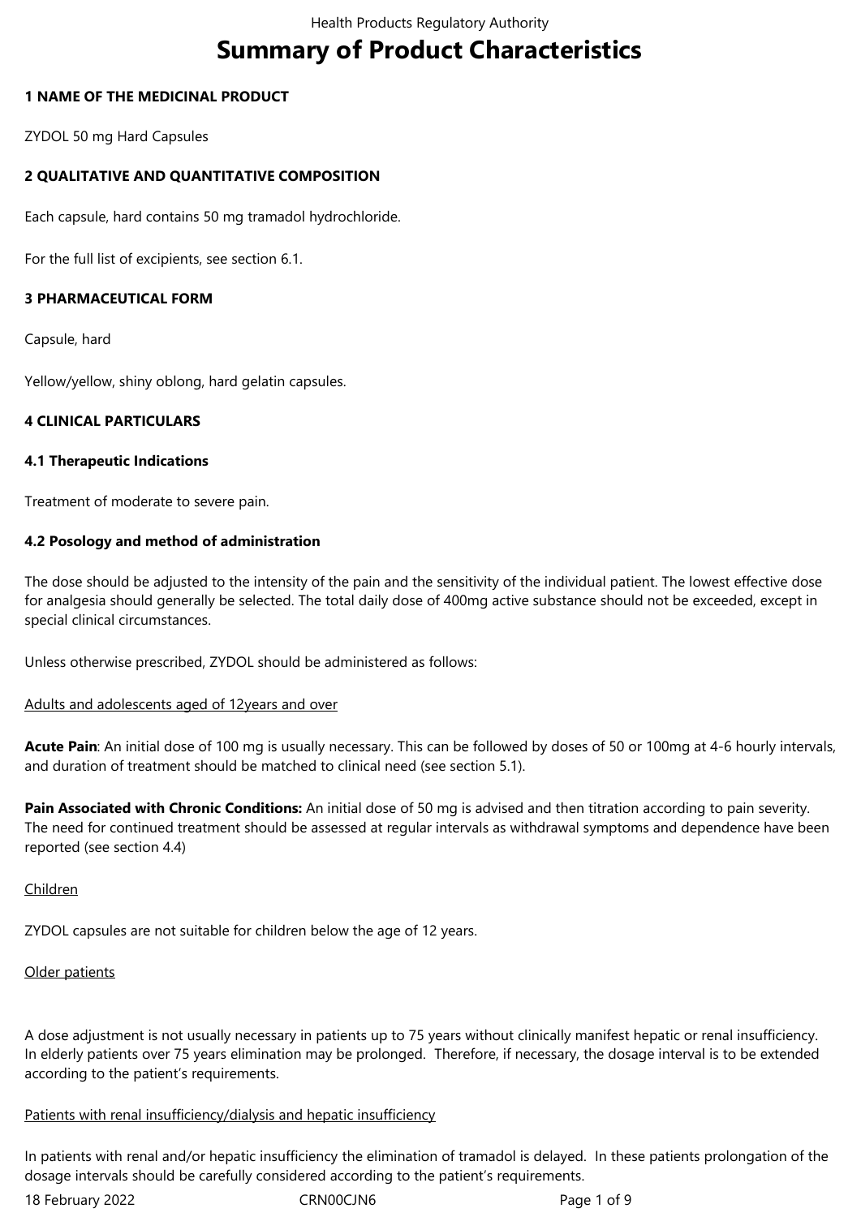# Summary of Product Characteristics

## 1 NAME OF THE MEDICINAL PRODUCT

ZYDOL 50 mg Hard Capsules

## 2 QUALITATIVE AND QUANTITATIVE COMPOSITION

Each capsule, hard contains 50 mg tramadol hydrochloride.

For the full list of excipients, see section 6.1.

## 3 PHARMACEUTICAL FORM

Capsule, hard

Yellow/yellow, shiny oblong, hard gelatin capsules.

## 4 CLINICAL PARTICULARS

### 4.1 Therapeutic Indications

Treatment of moderate to severe pain.

### 4.2 Posology and method of administration

The dose should be adjusted to the intensity of the pain and the sensitivity of the individual patient. The lowest effective dose for analgesia should generally be selected. The total daily dose of 400mg active substance should not be exceeded, except in special clinical circumstances.

Unless otherwise prescribed, ZYDOL should be administered as follows:

Adults and adolescents aged of 12years and over

**Acute Pain**: An initial dose of 100 mg is usually necessary. This can be followed by doses of 50 or 100mg at 4-6 hourly intervals, and duration of treatment should be matched to clinical need (see section 5.1).

**Pain Associated with Chronic Conditions:** An initial dose of 50 mg is advised and then titration according to pain severity. The need for continued treatment should be assessed at regular intervals as withdrawal symptoms and dependence have been reported (see section 4.4)

Children

ZYDOL capsules are not suitable for children below the age of 12 years.

Older patients

A dose adjustment is not usually necessary in patients up to 75 years without clinically manifest hepatic or renal insufficiency. In elderly patients over 75 years elimination may be prolonged. Therefore, if necessary, the dosage interval is to be extended according to the patient's requirements.

Patients with renal insufficiency/dialysis and hepatic insufficiency

In patients with renal and/or hepatic insufficiency the elimination of tramadol is delayed. In these patients prolongation of the dosage intervals should be carefully considered according to the patient's requirements.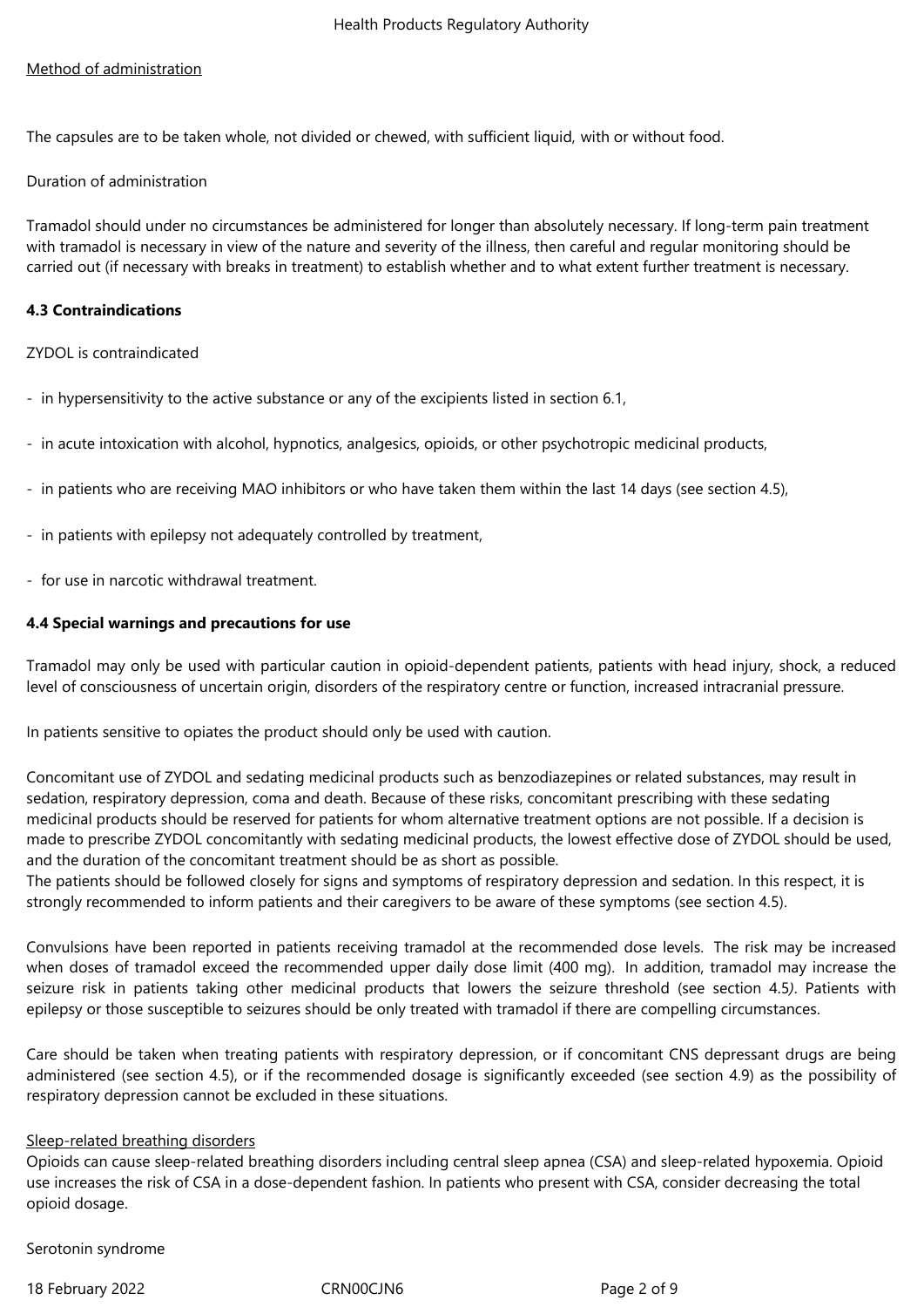Method of administration

The capsules are to be taken whole, not divided or chewed, with sufficient liquid, with or without food.

Duration of administration

Tramadol should under no circumstances be administered for longer than absolutely necessary. If long-term pain treatment with tramadol is necessary in view of the nature and severity of the illness, then careful and regular monitoring should be carried out (if necessary with breaks in treatment) to establish whether and to what extent further treatment is necessary.

**4.3 Contraindications**

ZYDOL is contraindicated

- in hypersensitivity to the active substance or any of the excipients listed in section 6.1,
- in acute intoxication with alcohol, hypnotics, analgesics, opioids, or other psychotropic medicinal products,
- in patients who are receiving MAO inhibitors or who have taken them within the last 14 days (see section 4.5),
- in patients with epilepsy not adequately controlled by treatment,
- for use in narcotic withdrawal treatment.

**4.4 Special warnings and precautions for use**

Tramadol may only be used with particular caution in opioid-dependent patients, patients with head injury, shock, a reduced level of consciousness of uncertain origin, disorders of the respiratory centre or function, increased intracranial pressure.

In patients sensitive to opiates the product should only be used with caution.

Concomitant use of ZYDOL and sedating medicinal products such as benzodiazepines or related substances, may result in sedation, respiratory depression, coma and death. Because of these risks, concomitant prescribing with these sedating medicinal products should be reserved for patients for whom alternative treatment options are not possible. If a decision is made to prescribe ZYDOL concomitantly with sedating medicinal products, the lowest effective dose of ZYDOL should be used, and the duration of the concomitant treatment should be as short as possible.
The patients should be followed closely for signs and symptoms of respiratory depression and sedation. In this respect, it is strongly recommended to inform patients and their caregivers to be aware of these symptoms (see section 4.5).

Convulsions have been reported in patients receiving tramadol at the recommended dose levels. The risk may be increased when doses of tramadol exceed the recommended upper daily dose limit (400 mg). In addition, tramadol may increase the seizure risk in patients taking other medicinal products that lowers the seizure threshold (see section 4.5*)*. Patients with epilepsy or those susceptible to seizures should be only treated with tramadol if there are compelling circumstances.

Care should be taken when treating patients with respiratory depression, or if concomitant CNS depressant drugs are being administered (see section 4.5), or if the recommended dosage is significantly exceeded (see section 4.9) as the possibility of respiratory depression cannot be excluded in these situations.

Sleep-related breathing disorders
Opioids can cause sleep-related breathing disorders including central sleep apnea (CSA) and sleep-related hypoxemia. Opioid use increases the risk of CSA in a dose-dependent fashion. In patients who present with CSA, consider decreasing the total opioid dosage.

Serotonin syndrome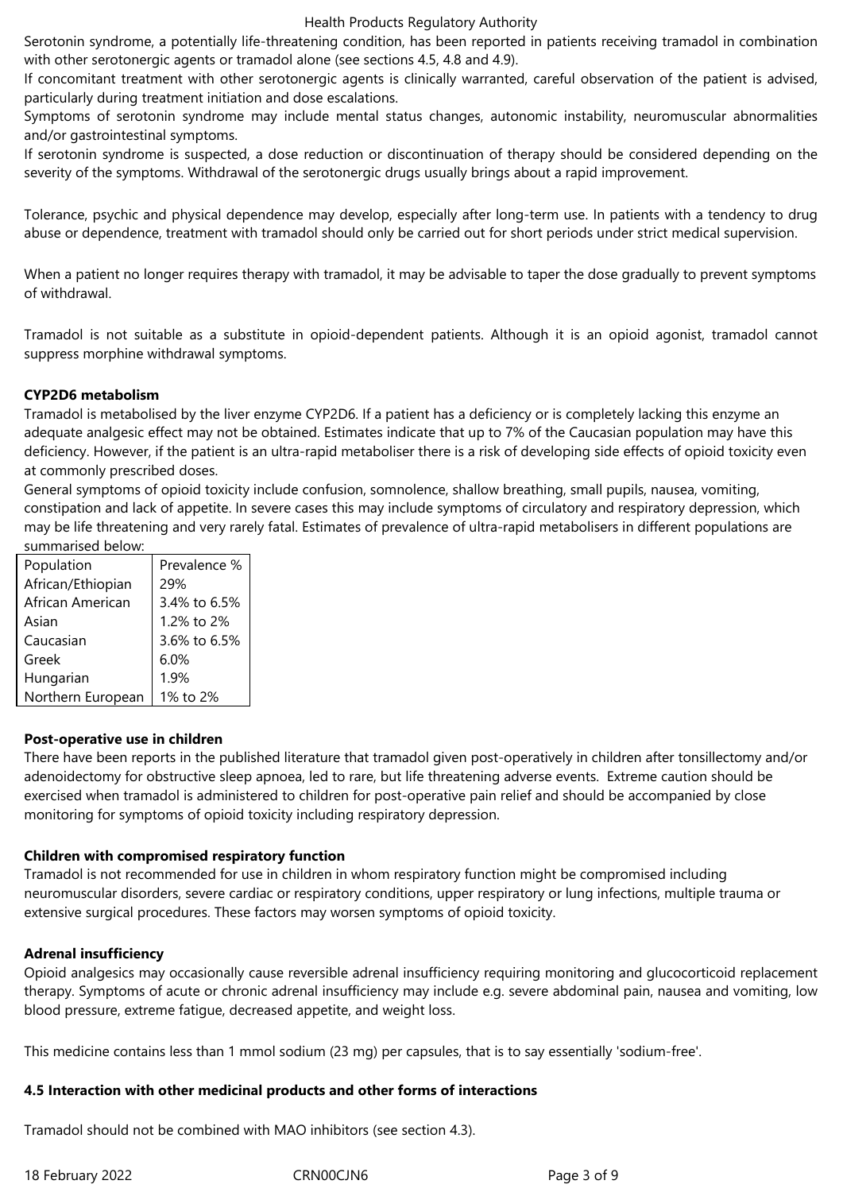Serotonin syndrome, a potentially life-threatening condition, has been reported in patients receiving tramadol in combination with other serotonergic agents or tramadol alone (see sections 4.5, 4.8 and 4.9).

If concomitant treatment with other serotonergic agents is clinically warranted, careful observation of the patient is advised, particularly during treatment initiation and dose escalations.

Symptoms of serotonin syndrome may include mental status changes, autonomic instability, neuromuscular abnormalities and/or gastrointestinal symptoms.

If serotonin syndrome is suspected, a dose reduction or discontinuation of therapy should be considered depending on the severity of the symptoms. Withdrawal of the serotonergic drugs usually brings about a rapid improvement.

Tolerance, psychic and physical dependence may develop, especially after long-term use. In patients with a tendency to drug abuse or dependence, treatment with tramadol should only be carried out for short periods under strict medical supervision.

When a patient no longer requires therapy with tramadol, it may be advisable to taper the dose gradually to prevent symptoms of withdrawal.

Tramadol is not suitable as a substitute in opioid-dependent patients. Although it is an opioid agonist, tramadol cannot suppress morphine withdrawal symptoms.

**CYP2D6 metabolism**

Tramadol is metabolised by the liver enzyme CYP2D6. If a patient has a deficiency or is completely lacking this enzyme an adequate analgesic effect may not be obtained. Estimates indicate that up to 7% of the Caucasian population may have this deficiency. However, if the patient is an ultra-rapid metaboliser there is a risk of developing side effects of opioid toxicity even at commonly prescribed doses.

General symptoms of opioid toxicity include confusion, somnolence, shallow breathing, small pupils, nausea, vomiting, constipation and lack of appetite. In severe cases this may include symptoms of circulatory and respiratory depression, which may be life threatening and very rarely fatal. Estimates of prevalence of ultra-rapid metabolisers in different populations are summarised below:

| Population | Prevalence % |
| --- | --- |
| African/Ethiopian | 29% |
| African American | 3.4% to 6.5% |
| Asian | 1.2% to 2% |
| Caucasian | 3.6% to 6.5% |
| Greek | 6.0% |
| Hungarian | 1.9% |
| Northern European | 1% to 2% |

**Post-operative use in children**

There have been reports in the published literature that tramadol given post-operatively in children after tonsillectomy and/or adenoidectomy for obstructive sleep apnoea, led to rare, but life threatening adverse events. Extreme caution should be exercised when tramadol is administered to children for post-operative pain relief and should be accompanied by close monitoring for symptoms of opioid toxicity including respiratory depression.

**Children with compromised respiratory function**

Tramadol is not recommended for use in children in whom respiratory function might be compromised including neuromuscular disorders, severe cardiac or respiratory conditions, upper respiratory or lung infections, multiple trauma or extensive surgical procedures. These factors may worsen symptoms of opioid toxicity.

**Adrenal insufficiency**

Opioid analgesics may occasionally cause reversible adrenal insufficiency requiring monitoring and glucocorticoid replacement therapy. Symptoms of acute or chronic adrenal insufficiency may include e.g. severe abdominal pain, nausea and vomiting, low blood pressure, extreme fatigue, decreased appetite, and weight loss.

This medicine contains less than 1 mmol sodium (23 mg) per capsules, that is to say essentially 'sodium-free'.

**4.5 Interaction with other medicinal products and other forms of interactions**

Tramadol should not be combined with MAO inhibitors (see section 4.3).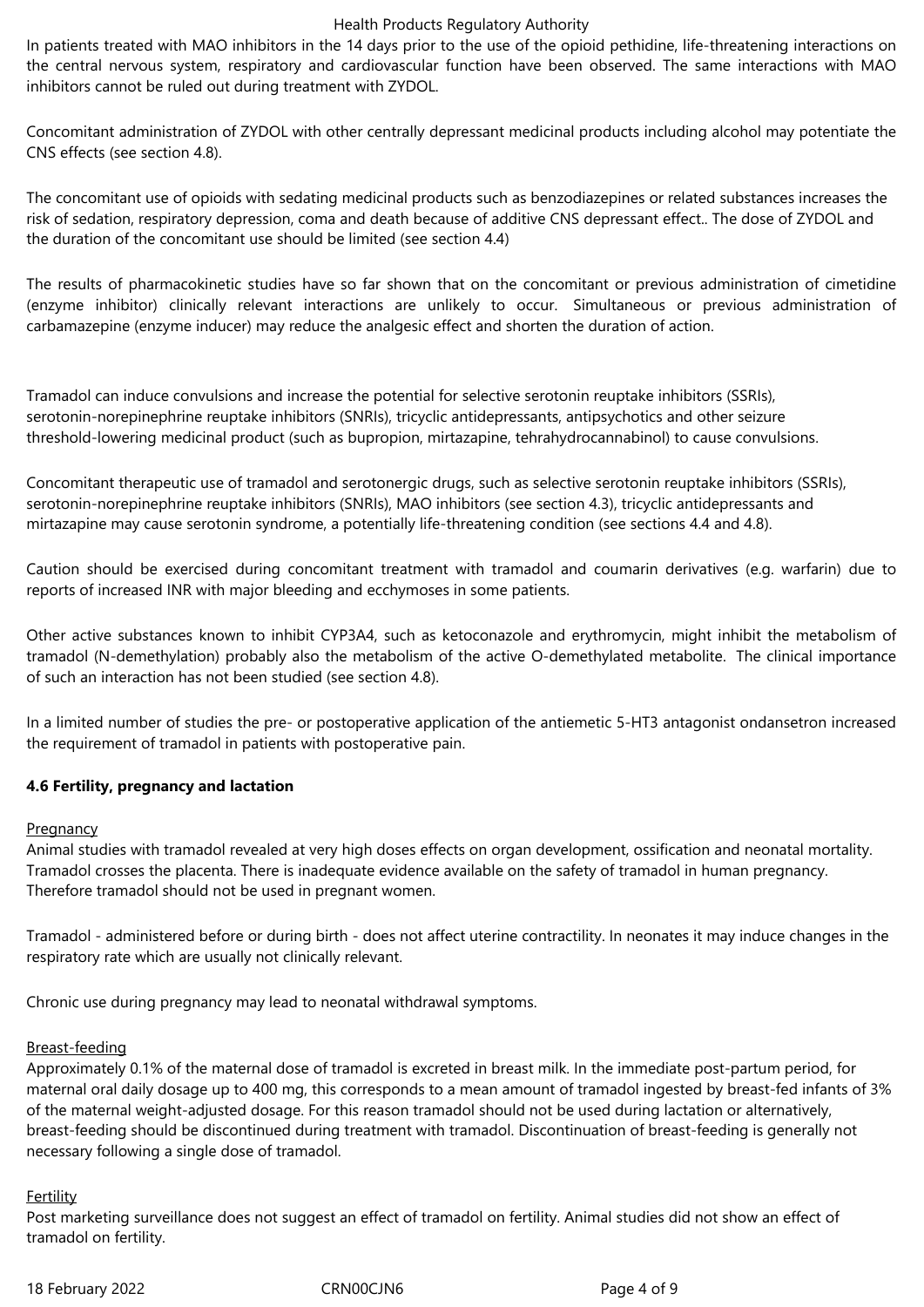In patients treated with MAO inhibitors in the 14 days prior to the use of the opioid pethidine, life-threatening interactions on the central nervous system, respiratory and cardiovascular function have been observed. The same interactions with MAO inhibitors cannot be ruled out during treatment with ZYDOL.

Concomitant administration of ZYDOL with other centrally depressant medicinal products including alcohol may potentiate the CNS effects (see section 4.8).

The concomitant use of opioids with sedating medicinal products such as benzodiazepines or related substances increases the risk of sedation, respiratory depression, coma and death because of additive CNS depressant effect.. The dose of ZYDOL and the duration of the concomitant use should be limited (see section 4.4)

The results of pharmacokinetic studies have so far shown that on the concomitant or previous administration of cimetidine (enzyme inhibitor) clinically relevant interactions are unlikely to occur. Simultaneous or previous administration of carbamazepine (enzyme inducer) may reduce the analgesic effect and shorten the duration of action.

Tramadol can induce convulsions and increase the potential for selective serotonin reuptake inhibitors (SSRIs), serotonin-norepinephrine reuptake inhibitors (SNRIs), tricyclic antidepressants, antipsychotics and other seizure threshold-lowering medicinal product (such as bupropion, mirtazapine, tehrahydrocannabinol) to cause convulsions.

Concomitant therapeutic use of tramadol and serotonergic drugs, such as selective serotonin reuptake inhibitors (SSRIs), serotonin-norepinephrine reuptake inhibitors (SNRIs), MAO inhibitors (see section 4.3), tricyclic antidepressants and mirtazapine may cause serotonin syndrome, a potentially life-threatening condition (see sections 4.4 and 4.8).

Caution should be exercised during concomitant treatment with tramadol and coumarin derivatives (e.g. warfarin) due to reports of increased INR with major bleeding and ecchymoses in some patients.

Other active substances known to inhibit CYP3A4, such as ketoconazole and erythromycin, might inhibit the metabolism of tramadol (N-demethylation) probably also the metabolism of the active O-demethylated metabolite. The clinical importance of such an interaction has not been studied (see section 4.8).

In a limited number of studies the pre- or postoperative application of the antiemetic 5-HT3 antagonist ondansetron increased the requirement of tramadol in patients with postoperative pain.

**4.6 Fertility, pregnancy and lactation**

Pregnancy

Animal studies with tramadol revealed at very high doses effects on organ development, ossification and neonatal mortality. Tramadol crosses the placenta. There is inadequate evidence available on the safety of tramadol in human pregnancy. Therefore tramadol should not be used in pregnant women.

Tramadol - administered before or during birth - does not affect uterine contractility. In neonates it may induce changes in the respiratory rate which are usually not clinically relevant.

Chronic use during pregnancy may lead to neonatal withdrawal symptoms.

Breast-feeding

Approximately 0.1% of the maternal dose of tramadol is excreted in breast milk. In the immediate post-partum period, for maternal oral daily dosage up to 400 mg, this corresponds to a mean amount of tramadol ingested by breast-fed infants of 3% of the maternal weight-adjusted dosage. For this reason tramadol should not be used during lactation or alternatively, breast-feeding should be discontinued during treatment with tramadol. Discontinuation of breast-feeding is generally not necessary following a single dose of tramadol.

Fertility

Post marketing surveillance does not suggest an effect of tramadol on fertility. Animal studies did not show an effect of tramadol on fertility.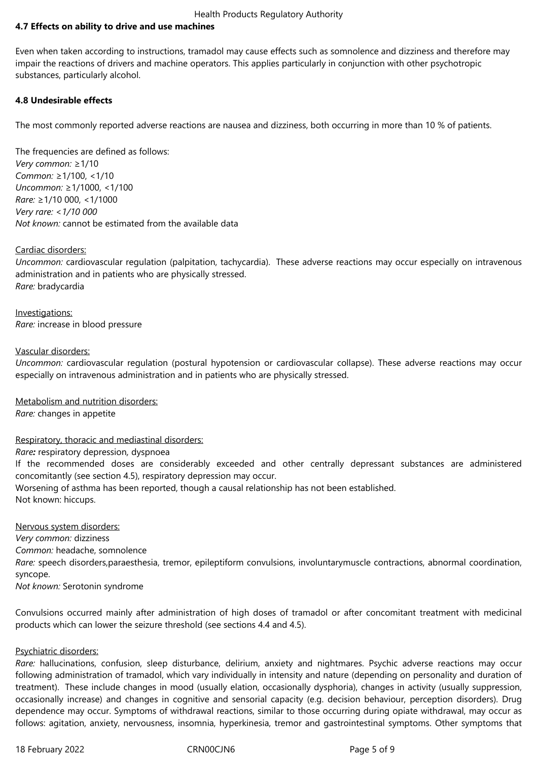**4.7 Effects on ability to drive and use machines**

Even when taken according to instructions, tramadol may cause effects such as somnolence and dizziness and therefore may impair the reactions of drivers and machine operators. This applies particularly in conjunction with other psychotropic substances, particularly alcohol.

**4.8 Undesirable effects**

The most commonly reported adverse reactions are nausea and dizziness, both occurring in more than 10 % of patients.

The frequencies are defined as follows:
*Very common:* ≥1/10
*Common:* ≥1/100, <1/10
*Uncommon:* ≥1/1000, <1/100
*Rare:* ≥1/10 000, <1/1000
*Very rare: <1/10 000*
*Not known:* cannot be estimated from the available data

Cardiac disorders:
*Uncommon:* cardiovascular regulation (palpitation, tachycardia). These adverse reactions may occur especially on intravenous administration and in patients who are physically stressed.
*Rare:* bradycardia

Investigations:
*Rare:* increase in blood pressure

Vascular disorders:
*Uncommon:* cardiovascular regulation (postural hypotension or cardiovascular collapse). These adverse reactions may occur especially on intravenous administration and in patients who are physically stressed.

Metabolism and nutrition disorders:
*Rare:* changes in appetite

Respiratory, thoracic and mediastinal disorders:
*Rare:* respiratory depression, dyspnoea
If the recommended doses are considerably exceeded and other centrally depressant substances are administered concomitantly (see section 4.5), respiratory depression may occur.
Worsening of asthma has been reported, though a causal relationship has not been established.
Not known: hiccups.

Nervous system disorders:
*Very common:* dizziness
*Common:* headache, somnolence
*Rare:* speech disorders,paraesthesia, tremor, epileptiform convulsions, involuntarymuscle contractions, abnormal coordination, syncope.
*Not known:* Serotonin syndrome

Convulsions occurred mainly after administration of high doses of tramadol or after concomitant treatment with medicinal products which can lower the seizure threshold (see sections 4.4 and 4.5).

Psychiatric disorders:
*Rare:* hallucinations, confusion, sleep disturbance, delirium, anxiety and nightmares. Psychic adverse reactions may occur following administration of tramadol, which vary individually in intensity and nature (depending on personality and duration of treatment). These include changes in mood (usually elation, occasionally dysphoria), changes in activity (usually suppression, occasionally increase) and changes in cognitive and sensorial capacity (e.g. decision behaviour, perception disorders). Drug dependence may occur. Symptoms of withdrawal reactions, similar to those occurring during opiate withdrawal, may occur as follows: agitation, anxiety, nervousness, insomnia, hyperkinesia, tremor and gastrointestinal symptoms. Other symptoms that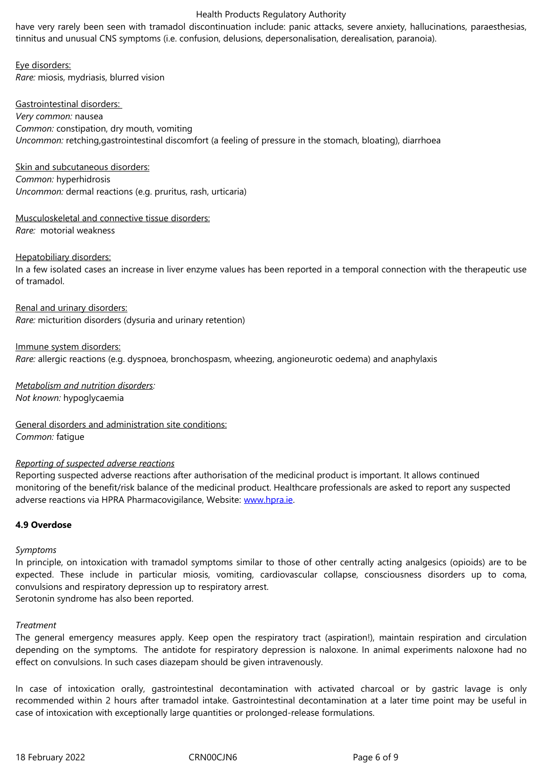have very rarely been seen with tramadol discontinuation include: panic attacks, severe anxiety, hallucinations, paraesthesias, tinnitus and unusual CNS symptoms (i.e. confusion, delusions, depersonalisation, derealisation, paranoia).

Eye disorders:
*Rare:* miosis, mydriasis, blurred vision

Gastrointestinal disorders:
*Very common:* nausea
*Common:* constipation, dry mouth, vomiting
*Uncommon:* retching,gastrointestinal discomfort (a feeling of pressure in the stomach, bloating), diarrhoea

Skin and subcutaneous disorders:
*Common:* hyperhidrosis
*Uncommon:* dermal reactions (e.g. pruritus, rash, urticaria)

Musculoskeletal and connective tissue disorders:
*Rare:* motorial weakness

Hepatobiliary disorders:
In a few isolated cases an increase in liver enzyme values has been reported in a temporal connection with the therapeutic use of tramadol.

Renal and urinary disorders:
*Rare:* micturition disorders (dysuria and urinary retention)

Immune system disorders:
*Rare:* allergic reactions (e.g. dyspnoea, bronchospasm, wheezing, angioneurotic oedema) and anaphylaxis

*Metabolism and nutrition disorders:*
*Not known:* hypoglycaemia

General disorders and administration site conditions:
*Common:* fatigue

*Reporting of suspected adverse reactions*
Reporting suspected adverse reactions after authorisation of the medicinal product is important. It allows continued monitoring of the benefit/risk balance of the medicinal product. Healthcare professionals are asked to report any suspected adverse reactions via HPRA Pharmacovigilance, Website: www.hpra.ie.

**4.9 Overdose**

*Symptoms*
In principle, on intoxication with tramadol symptoms similar to those of other centrally acting analgesics (opioids) are to be expected. These include in particular miosis, vomiting, cardiovascular collapse, consciousness disorders up to coma, convulsions and respiratory depression up to respiratory arrest.
Serotonin syndrome has also been reported.

*Treatment*
The general emergency measures apply. Keep open the respiratory tract (aspiration!), maintain respiration and circulation depending on the symptoms. The antidote for respiratory depression is naloxone. In animal experiments naloxone had no effect on convulsions. In such cases diazepam should be given intravenously.

In case of intoxication orally, gastrointestinal decontamination with activated charcoal or by gastric lavage is only recommended within 2 hours after tramadol intake. Gastrointestinal decontamination at a later time point may be useful in case of intoxication with exceptionally large quantities or prolonged-release formulations.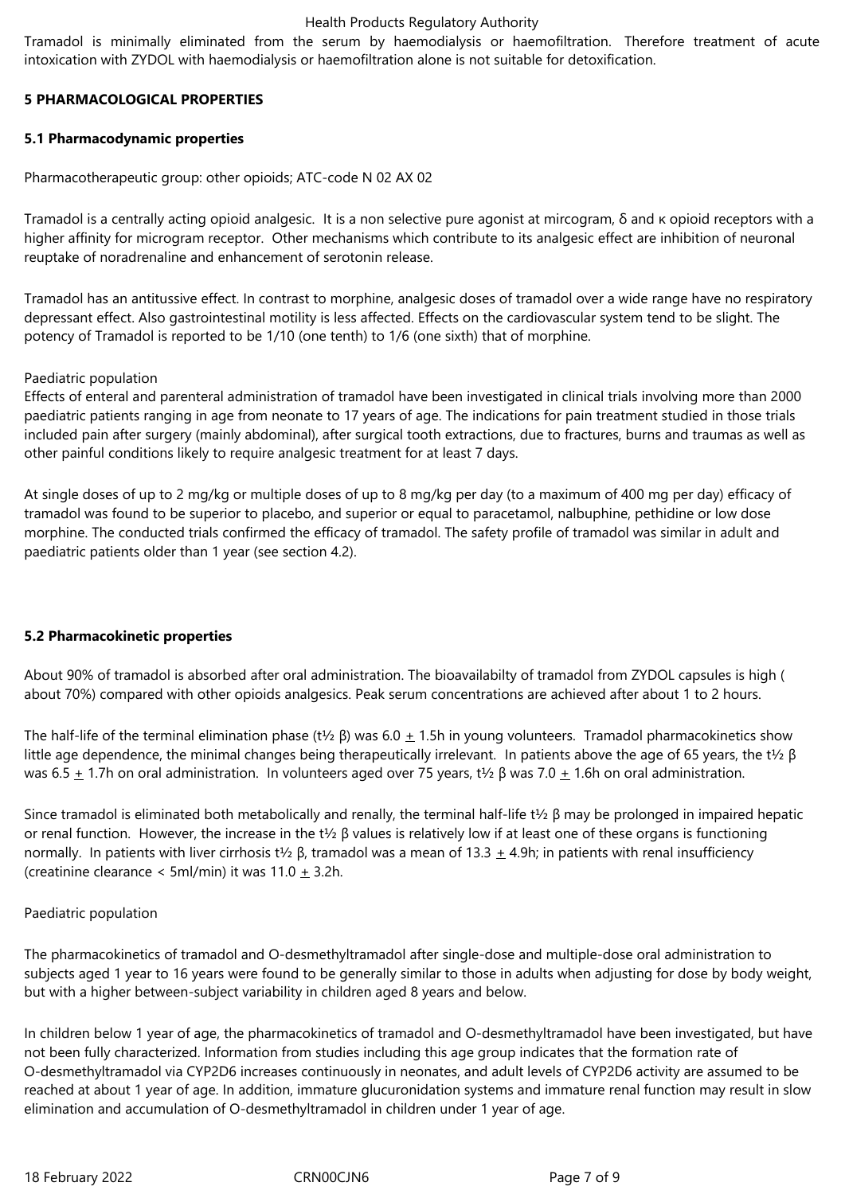Tramadol is minimally eliminated from the serum by haemodialysis or haemofiltration. Therefore treatment of acute intoxication with ZYDOL with haemodialysis or haemofiltration alone is not suitable for detoxification.

## 5 PHARMACOLOGICAL PROPERTIES

### 5.1 Pharmacodynamic properties

Pharmacotherapeutic group: other opioids; ATC-code N 02 AX 02

Tramadol is a centrally acting opioid analgesic. It is a non selective pure agonist at mircogram, δ and κ opioid receptors with a higher affinity for microgram receptor. Other mechanisms which contribute to its analgesic effect are inhibition of neuronal reuptake of noradrenaline and enhancement of serotonin release.

Tramadol has an antitussive effect. In contrast to morphine, analgesic doses of tramadol over a wide range have no respiratory depressant effect. Also gastrointestinal motility is less affected. Effects on the cardiovascular system tend to be slight. The potency of Tramadol is reported to be 1/10 (one tenth) to 1/6 (one sixth) that of morphine.

Paediatric population

Effects of enteral and parenteral administration of tramadol have been investigated in clinical trials involving more than 2000 paediatric patients ranging in age from neonate to 17 years of age. The indications for pain treatment studied in those trials included pain after surgery (mainly abdominal), after surgical tooth extractions, due to fractures, burns and traumas as well as other painful conditions likely to require analgesic treatment for at least 7 days.

At single doses of up to 2 mg/kg or multiple doses of up to 8 mg/kg per day (to a maximum of 400 mg per day) efficacy of tramadol was found to be superior to placebo, and superior or equal to paracetamol, nalbuphine, pethidine or low dose morphine. The conducted trials confirmed the efficacy of tramadol. The safety profile of tramadol was similar in adult and paediatric patients older than 1 year (see section 4.2).

### 5.2 Pharmacokinetic properties

About 90% of tramadol is absorbed after oral administration. The bioavailabilty of tramadol from ZYDOL capsules is high ( about 70%) compared with other opioids analgesics. Peak serum concentrations are achieved after about 1 to 2 hours.

The half-life of the terminal elimination phase (t½ β) was 6.0 $\pm$ 1.5h in young volunteers. Tramadol pharmacokinetics show little age dependence, the minimal changes being therapeutically irrelevant. In patients above the age of 65 years, the t½ β was 6.5 $\pm$ 1.7h on oral administration. In volunteers aged over 75 years, t½ β was 7.0 $\pm$ 1.6h on oral administration.

Since tramadol is eliminated both metabolically and renally, the terminal half-life t½ β may be prolonged in impaired hepatic or renal function. However, the increase in the t½ β values is relatively low if at least one of these organs is functioning normally. In patients with liver cirrhosis t½ β, tramadol was a mean of 13.3 $\pm$ 4.9h; in patients with renal insufficiency (creatinine clearance < 5ml/min) it was 11.0 $\pm$ 3.2h.

Paediatric population

The pharmacokinetics of tramadol and O-desmethyltramadol after single-dose and multiple-dose oral administration to subjects aged 1 year to 16 years were found to be generally similar to those in adults when adjusting for dose by body weight, but with a higher between-subject variability in children aged 8 years and below.

In children below 1 year of age, the pharmacokinetics of tramadol and O-desmethyltramadol have been investigated, but have not been fully characterized. Information from studies including this age group indicates that the formation rate of O-desmethyltramadol via CYP2D6 increases continuously in neonates, and adult levels of CYP2D6 activity are assumed to be reached at about 1 year of age. In addition, immature glucuronidation systems and immature renal function may result in slow elimination and accumulation of O-desmethyltramadol in children under 1 year of age.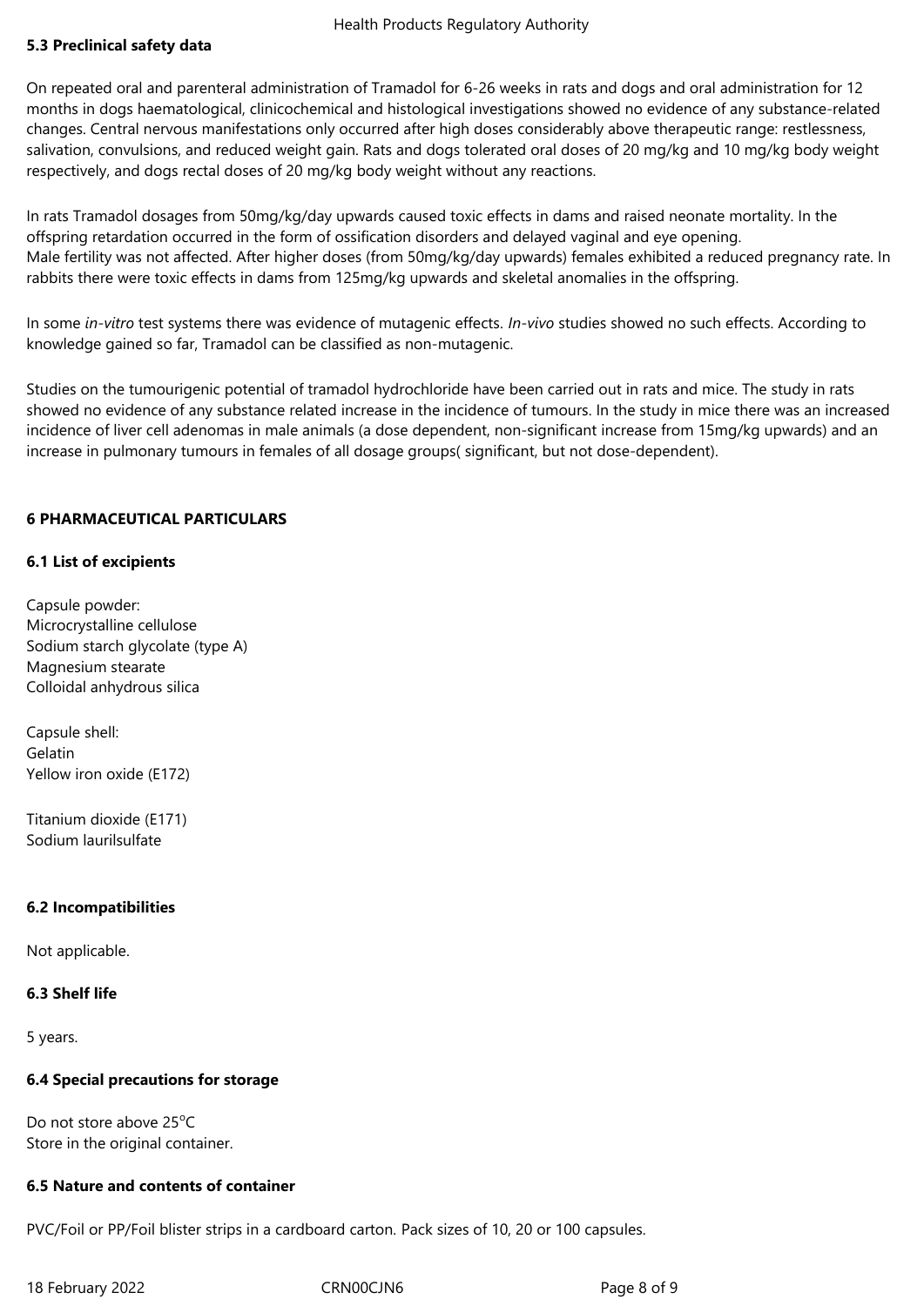### 5.3 Preclinical safety data

On repeated oral and parenteral administration of Tramadol for 6-26 weeks in rats and dogs and oral administration for 12 months in dogs haematological, clinicochemical and histological investigations showed no evidence of any substance-related changes. Central nervous manifestations only occurred after high doses considerably above therapeutic range: restlessness, salivation, convulsions, and reduced weight gain. Rats and dogs tolerated oral doses of 20 mg/kg and 10 mg/kg body weight respectively, and dogs rectal doses of 20 mg/kg body weight without any reactions.

In rats Tramadol dosages from 50mg/kg/day upwards caused toxic effects in dams and raised neonate mortality. In the offspring retardation occurred in the form of ossification disorders and delayed vaginal and eye opening.
Male fertility was not affected. After higher doses (from 50mg/kg/day upwards) females exhibited a reduced pregnancy rate. In rabbits there were toxic effects in dams from 125mg/kg upwards and skeletal anomalies in the offspring.

In some *in-vitro* test systems there was evidence of mutagenic effects. *In-vivo* studies showed no such effects. According to knowledge gained so far, Tramadol can be classified as non-mutagenic.

Studies on the tumourigenic potential of tramadol hydrochloride have been carried out in rats and mice. The study in rats showed no evidence of any substance related increase in the incidence of tumours. In the study in mice there was an increased incidence of liver cell adenomas in male animals (a dose dependent, non-significant increase from 15mg/kg upwards) and an increase in pulmonary tumours in females of all dosage groups( significant, but not dose-dependent).

## 6 PHARMACEUTICAL PARTICULARS

### 6.1 List of excipients

Capsule powder:
Microcrystalline cellulose
Sodium starch glycolate (type A)
Magnesium stearate
Colloidal anhydrous silica

Capsule shell:
Gelatin
Yellow iron oxide (E172)

Titanium dioxide (E171)
Sodium laurilsulfate

### 6.2 Incompatibilities

Not applicable.

### 6.3 Shelf life

5 years.

### 6.4 Special precautions for storage

Do not store above 25°C
Store in the original container.

### 6.5 Nature and contents of container

PVC/Foil or PP/Foil blister strips in a cardboard carton. Pack sizes of 10, 20 or 100 capsules.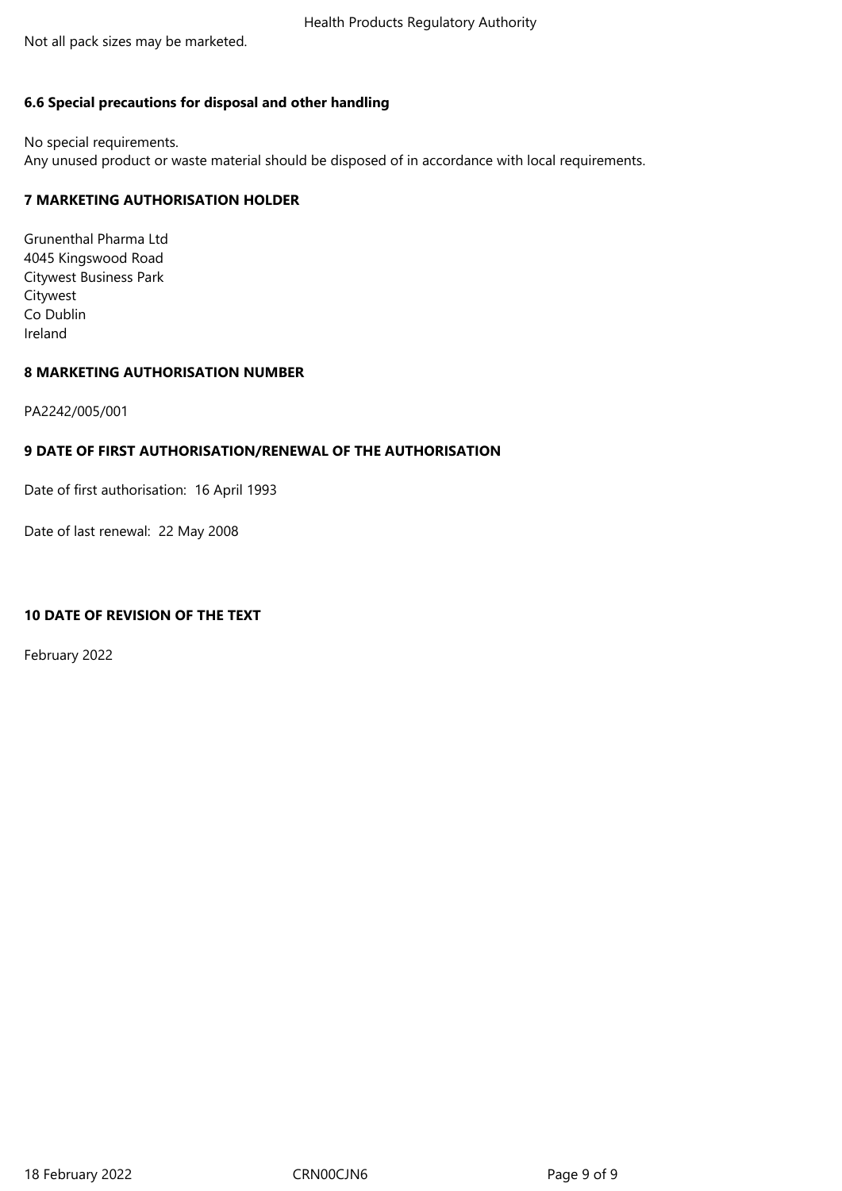Not all pack sizes may be marketed.

## 6.6 Special precautions for disposal and other handling

No special requirements.
Any unused product or waste material should be disposed of in accordance with local requirements.

## 7 MARKETING AUTHORISATION HOLDER

Grunenthal Pharma Ltd
4045 Kingswood Road
Citywest Business Park
Citywest
Co Dublin
Ireland

## 8 MARKETING AUTHORISATION NUMBER

PA2242/005/001

## 9 DATE OF FIRST AUTHORISATION/RENEWAL OF THE AUTHORISATION

Date of first authorisation: 16 April 1993

Date of last renewal: 22 May 2008

## 10 DATE OF REVISION OF THE TEXT

February 2022